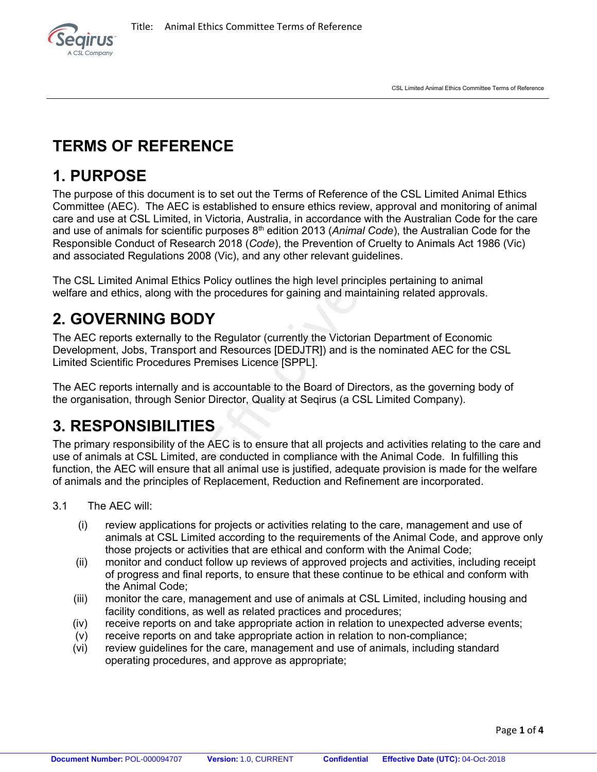# TERMS OF REFERENCE

## 1. PURPOSE

The purpose of this document is to set out the Terms of Reference of the CSL Limited Animal Ethics Committee (AEC). The AEC is established to ensure ethics review, approval and monitoring of animal care and use at CSL Limited, in Victoria, Australia, in accordance with the Australian Code for the care and use of animals for scientific purposes 8th edition 2013 (*Animal Code*), the Australian Code for the Responsible Conduct of Research 2018 (*Code*), the Prevention of Cruelty to Animals Act 1986 (Vic) and associated Regulations 2008 (Vic), and any other relevant guidelines.

The CSL Limited Animal Ethics Policy outlines the high level principles pertaining to animal welfare and ethics, along with the procedures for gaining and maintaining related approvals.

## 2. GOVERNING BODY

The AEC reports externally to the Regulator (currently the Victorian Department of Economic Development, Jobs, Transport and Resources [DEDJTR]) and is the nominated AEC for the CSL Limited Scientific Procedures Premises Licence [SPPL].

The AEC reports internally and is accountable to the Board of Directors, as the governing body of the organisation, through Senior Director, Quality at Seqirus (a CSL Limited Company).

## 3. RESPONSIBILITIES

The primary responsibility of the AEC is to ensure that all projects and activities relating to the care and use of animals at CSL Limited, are conducted in compliance with the Animal Code. In fulfilling this function, the AEC will ensure that all animal use is justified, adequate provision is made for the welfare of animals and the principles of Replacement, Reduction and Refinement are incorporated.

3.1 The AEC will:

- (i) review applications for projects or activities relating to the care, management and use of animals at CSL Limited according to the requirements of the Animal Code, and approve only those projects or activities that are ethical and conform with the Animal Code;
- (ii) monitor and conduct follow up reviews of approved projects and activities, including receipt of progress and final reports, to ensure that these continue to be ethical and conform with the Animal Code;
- (iii) monitor the care, management and use of animals at CSL Limited, including housing and facility conditions, as well as related practices and procedures;
- (iv) receive reports on and take appropriate action in relation to unexpected adverse events;
- (v) receive reports on and take appropriate action in relation to non-compliance;
- (vi) review guidelines for the care, management and use of animals, including standard operating procedures, and approve as appropriate;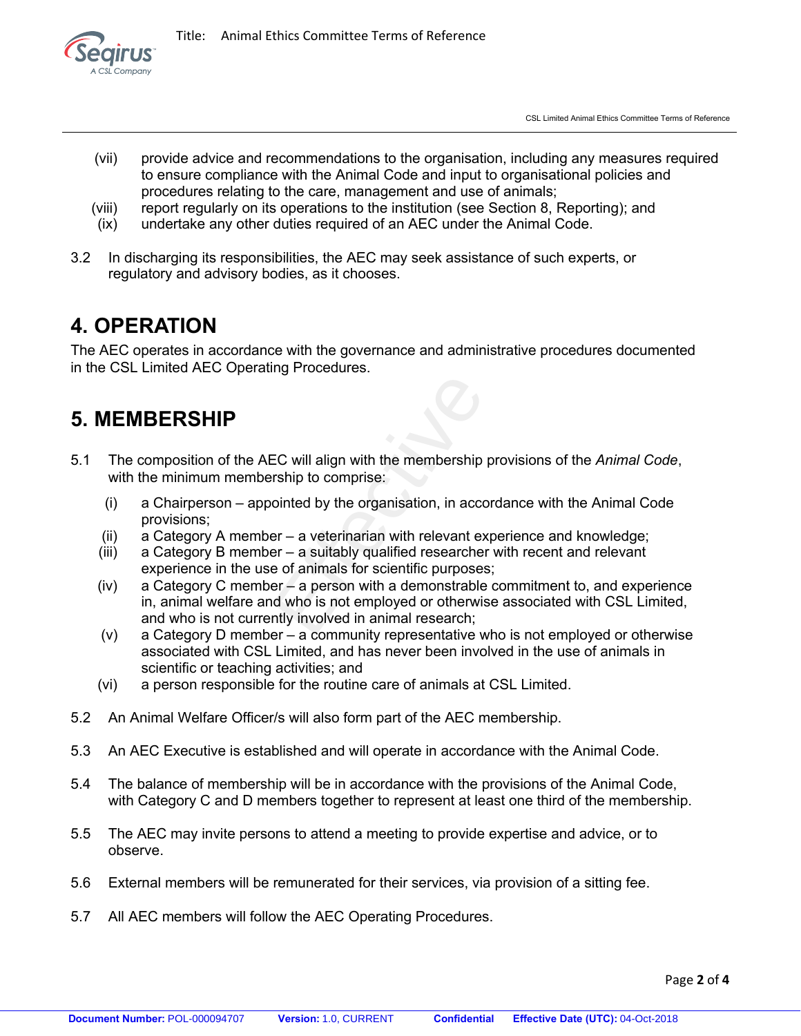(vii) provide advice and recommendations to the organisation, including any measures required to ensure compliance with the Animal Code and input to organisational policies and procedures relating to the care, management and use of animals;

(viii) report regularly on its operations to the institution (see Section 8, Reporting); and

(ix) undertake any other duties required of an AEC under the Animal Code.

3.2 In discharging its responsibilities, the AEC may seek assistance of such experts, or regulatory and advisory bodies, as it chooses.

# 4. OPERATION

The AEC operates in accordance with the governance and administrative procedures documented in the CSL Limited AEC Operating Procedures.

# 5. MEMBERSHIP

5.1 The composition of the AEC will align with the membership provisions of the *Animal Code*, with the minimum membership to comprise:

(i) a Chairperson – appointed by the organisation, in accordance with the Animal Code provisions;

(ii) a Category A member – a veterinarian with relevant experience and knowledge;

(iii) a Category B member – a suitably qualified researcher with recent and relevant experience in the use of animals for scientific purposes;

(iv) a Category C member – a person with a demonstrable commitment to, and experience in, animal welfare and who is not employed or otherwise associated with CSL Limited, and who is not currently involved in animal research;

(v) a Category D member – a community representative who is not employed or otherwise associated with CSL Limited, and has never been involved in the use of animals in scientific or teaching activities; and

(vi) a person responsible for the routine care of animals at CSL Limited.

5.2 An Animal Welfare Officer/s will also form part of the AEC membership.

5.3 An AEC Executive is established and will operate in accordance with the Animal Code.

5.4 The balance of membership will be in accordance with the provisions of the Animal Code, with Category C and D members together to represent at least one third of the membership.

5.5 The AEC may invite persons to attend a meeting to provide expertise and advice, or to observe.

5.6 External members will be remunerated for their services, via provision of a sitting fee.

5.7 All AEC members will follow the AEC Operating Procedures.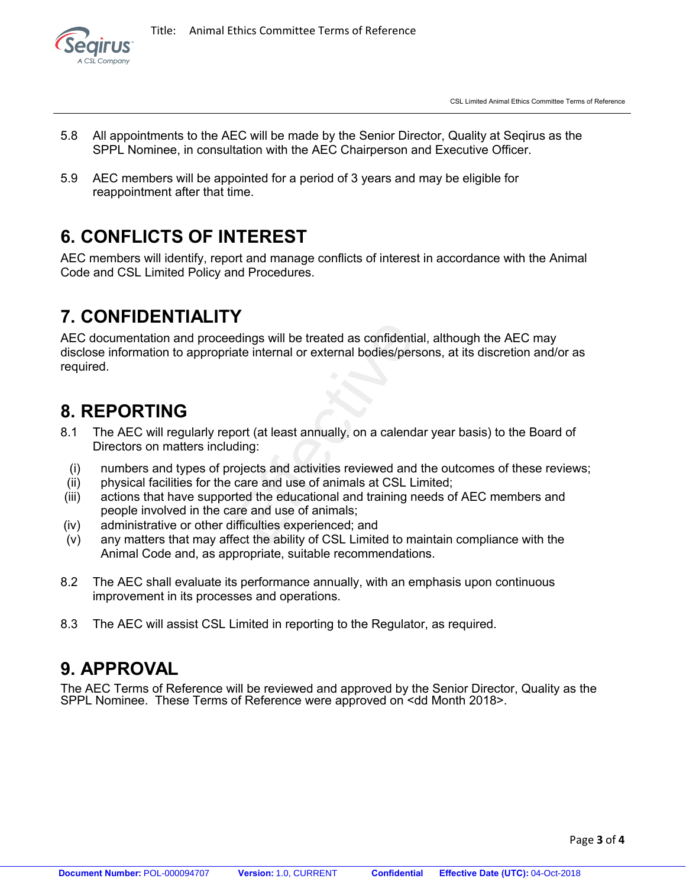5.8 All appointments to the AEC will be made by the Senior Director, Quality at Seqirus as the SPPL Nominee, in consultation with the AEC Chairperson and Executive Officer.

5.9 AEC members will be appointed for a period of 3 years and may be eligible for reappointment after that time.

# 6. CONFLICTS OF INTEREST

AEC members will identify, report and manage conflicts of interest in accordance with the Animal Code and CSL Limited Policy and Procedures.

# 7. CONFIDENTIALITY

AEC documentation and proceedings will be treated as confidential, although the AEC may disclose information to appropriate internal or external bodies/persons, at its discretion and/or as required.

# 8. REPORTING

8.1 The AEC will regularly report (at least annually, on a calendar year basis) to the Board of Directors on matters including:

(i) numbers and types of projects and activities reviewed and the outcomes of these reviews;
(ii) physical facilities for the care and use of animals at CSL Limited;
(iii) actions that have supported the educational and training needs of AEC members and people involved in the care and use of animals;
(iv) administrative or other difficulties experienced; and
(v) any matters that may affect the ability of CSL Limited to maintain compliance with the Animal Code and, as appropriate, suitable recommendations.

8.2 The AEC shall evaluate its performance annually, with an emphasis upon continuous improvement in its processes and operations.

8.3 The AEC will assist CSL Limited in reporting to the Regulator, as required.

# 9. APPROVAL

The AEC Terms of Reference will be reviewed and approved by the Senior Director, Quality as the SPPL Nominee. These Terms of Reference were approved on <dd Month 2018>.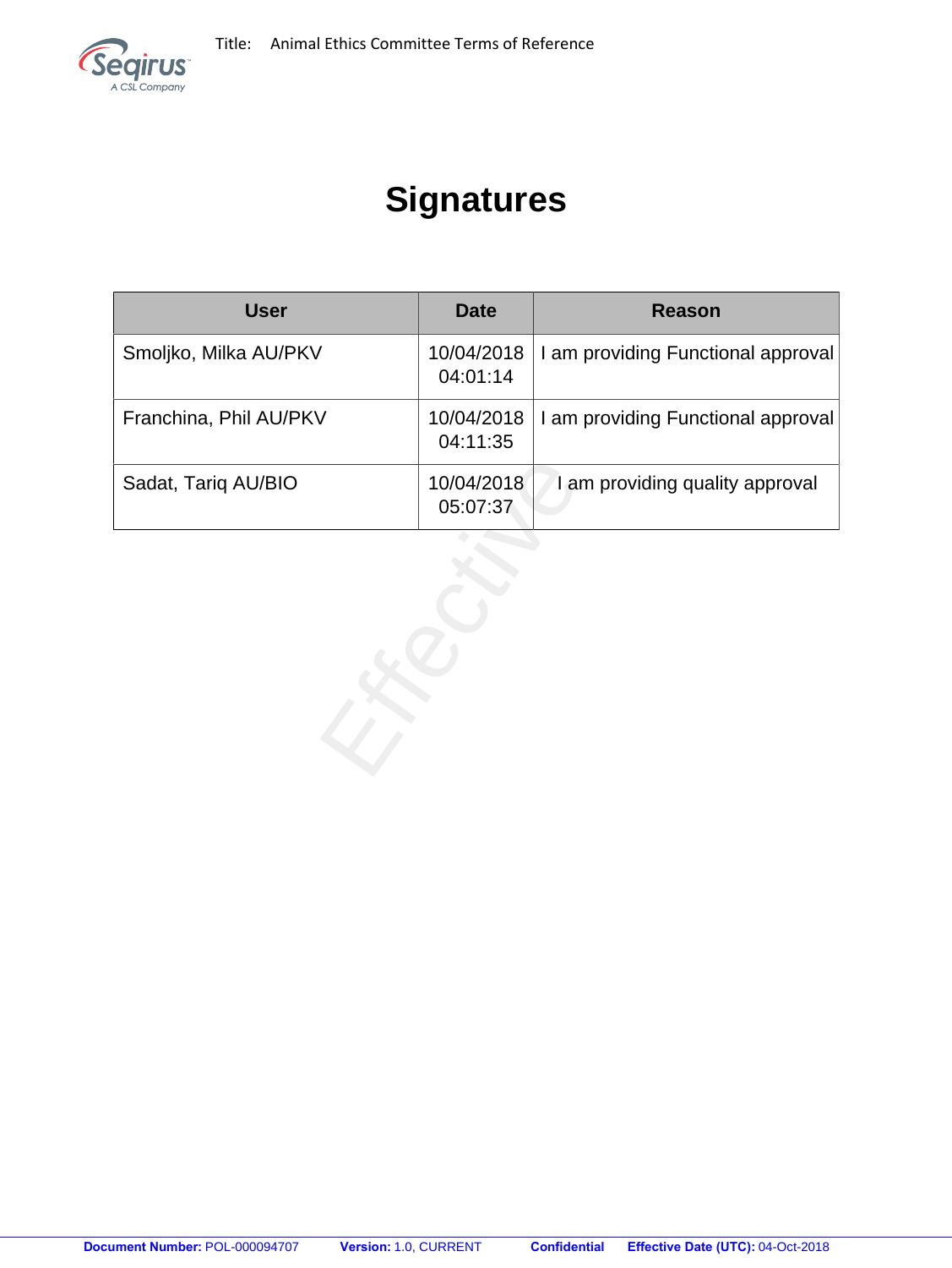# Signatures

| User | Date | Reason |
| --- | --- | --- |
| Smoljko, Milka AU/PKV | 10/04/2018 04:01:14 | I am providing Functional approval |
| Franchina, Phil AU/PKV | 10/04/2018 04:11:35 | I am providing Functional approval |
| Sadat, Tariq AU/BIO | 10/04/2018 05:07:37 | I am providing quality approval |